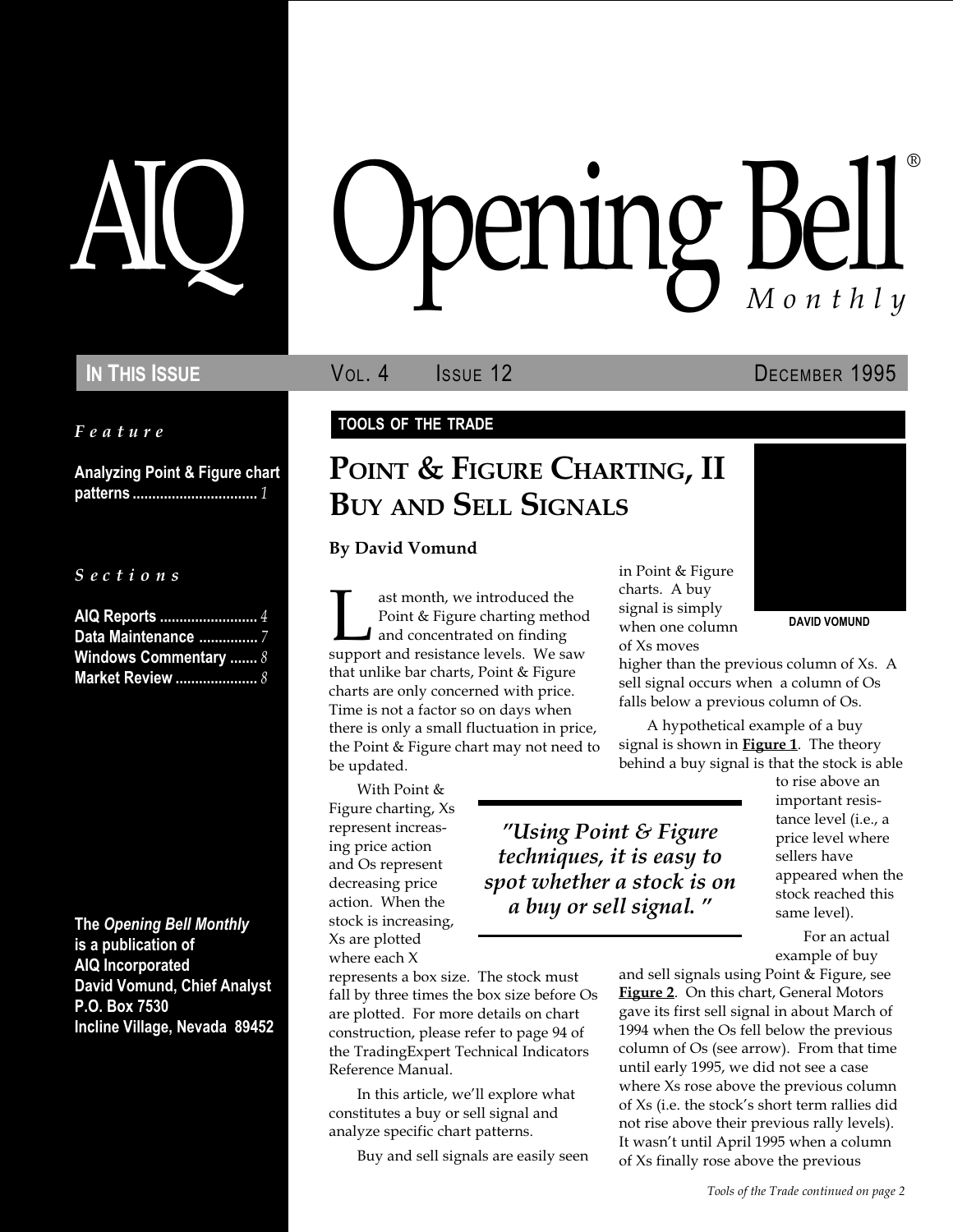# AIQ Opening Bell® Monthly

**In This Issue** — Vol. 4 Issue 12 — December 1995

*Feature*

**Analyzing Point & Figure chart patterns** ............................... *1*

*Sections*

**AIQ Reports** ......................... *4*
**Data Maintenance** ............... *7*
**Windows Commentary** ....... *8*
**Market Review** ..................... *8*

**The *Opening Bell Monthly* is a publication of AIQ Incorporated**
**David Vomund, Chief Analyst**
**P.O. Box 7530**
**Incline Village, Nevada 89452**

**TOOLS OF THE TRADE**

## Point & Figure Charting, II Buy and Sell Signals

**By David Vomund**

DAVID VOMUND

Last month, we introduced the Point & Figure charting method and concentrated on finding support and resistance levels. We saw that unlike bar charts, Point & Figure charts are only concerned with price. Time is not a factor so on days when there is only a small fluctuation in price, the Point & Figure chart may not need to be updated.

With Point & Figure charting, Xs represent increasing price action and Os represent decreasing price action. When the stock is increasing, Xs are plotted where each X represents a box size. The stock must fall by three times the box size before Os are plotted. For more details on chart construction, please refer to page 94 of the TradingExpert Technical Indicators Reference Manual.

In this article, we'll explore what constitutes a buy or sell signal and analyze specific chart patterns.

Buy and sell signals are easily seen in Point & Figure charts. A buy signal is simply when one column of Xs moves higher than the previous column of Xs. A sell signal occurs when a column of Os falls below a previous column of Os.

> *"Using Point & Figure techniques, it is easy to spot whether a stock is on a buy or sell signal."*

A hypothetical example of a buy signal is shown in **Figure 1**. The theory behind a buy signal is that the stock is able to rise above an important resistance level (i.e., a price level where sellers have appeared when the stock reached this same level).

For an actual example of buy and sell signals using Point & Figure, see **Figure 2**. On this chart, General Motors gave its first sell signal in about March of 1994 when the Os fell below the previous column of Os (see arrow). From that time until early 1995, we did not see a case where Xs rose above the previous column of Xs (i.e. the stock's short term rallies did not rise above their previous rally levels). It wasn't until April 1995 when a column of Xs finally rose above the previous

*Tools of the Trade continued on page 2*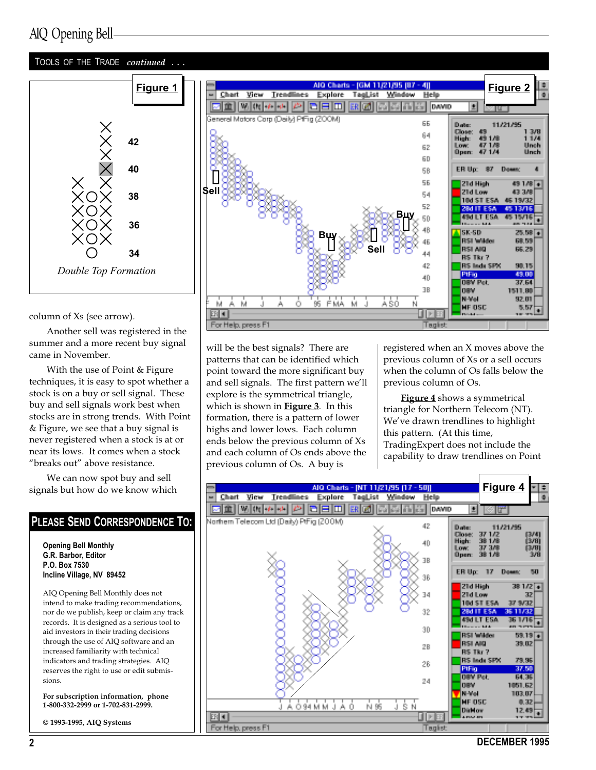## TOOLS OF THE TRADE *continued . . .*

**Figure 1**

*Double Top Formation*

**Figure 2**

column of Xs (see arrow).

Another sell was registered in the summer and a more recent buy signal came in November.

With the use of Point & Figure techniques, it is easy to spot whether a stock is on a buy or sell signal. These buy and sell signals work best when stocks are in strong trends. With Point & Figure, we see that a buy signal is never registered when a stock is at or near its lows. It comes when a stock "breaks out" above resistance.

We can now spot buy and sell signals but how do we know which will be the best signals? There are patterns that can be identified which point toward the more significant buy and sell signals. The first pattern we'll explore is the symmetrical triangle, which is shown in **Figure 3**. In this formation, there is a pattern of lower highs and lower lows. Each column ends below the previous column of Xs and each column of Os ends above the previous column of Os. A buy is registered when an X moves above the previous column of Xs or a sell occurs when the column of Os falls below the previous column of Os.

**Figure 4** shows a symmetrical triangle for Northern Telecom (NT). We've drawn trendlines to highlight this pattern. (At this time, TradingExpert does not include the capability to draw trendlines on Point

**Figure 4**

## PLEASE SEND CORRESPONDENCE TO:

**Opening Bell Monthly**
**G.R. Barbor, Editor**
**P.O. Box 7530**
**Incline Village, NV 89452**

AIQ Opening Bell Monthly does not intend to make trading recommendations, nor do we publish, keep or claim any track records. It is designed as a serious tool to aid investors in their trading decisions through the use of AIQ software and an increased familiarity with technical indicators and trading strategies. AIQ reserves the right to use or edit submissions.

**For subscription information, phone 1-800-332-2999 or 1-702-831-2999.**

**© 1993-1995, AIQ Systems**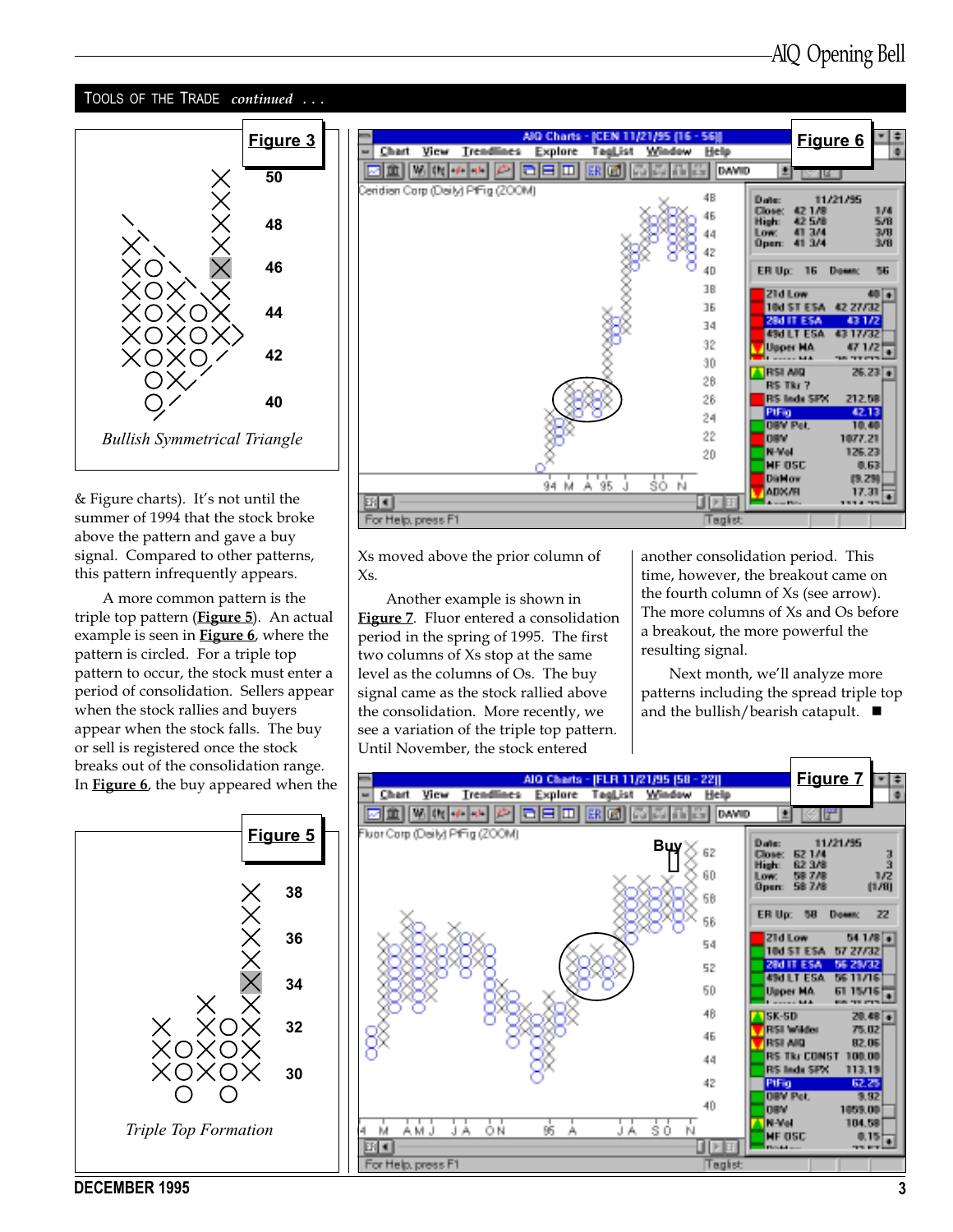## TOOLS OF THE TRADE *continued . . .*

**Figure 3**

*Bullish Symmetrical Triangle*

& Figure charts). It's not until the summer of 1994 that the stock broke above the pattern and gave a buy signal. Compared to other patterns, this pattern infrequently appears.

A more common pattern is the triple top pattern (**Figure 5**). An actual example is seen in **Figure 6**, where the pattern is circled. For a triple top pattern to occur, the stock must enter a period of consolidation. Sellers appear when the stock rallies and buyers appear when the stock falls. The buy or sell is registered once the stock breaks out of the consolidation range. In **Figure 6**, the buy appeared when the Xs moved above the prior column of Xs.

**Figure 5**

*Triple Top Formation*

**Figure 6**

Another example is shown in **Figure 7**. Fluor entered a consolidation period in the spring of 1995. The first two columns of Xs stop at the same level as the columns of Os. The buy signal came as the stock rallied above the consolidation. More recently, we see a variation of the triple top pattern. Until November, the stock entered another consolidation period. This time, however, the breakout came on the fourth column of Xs (see arrow). The more columns of Xs and Os before a breakout, the more powerful the resulting signal.

Next month, we'll analyze more patterns including the spread triple top and the bullish/bearish catapult. ■

**Figure 7**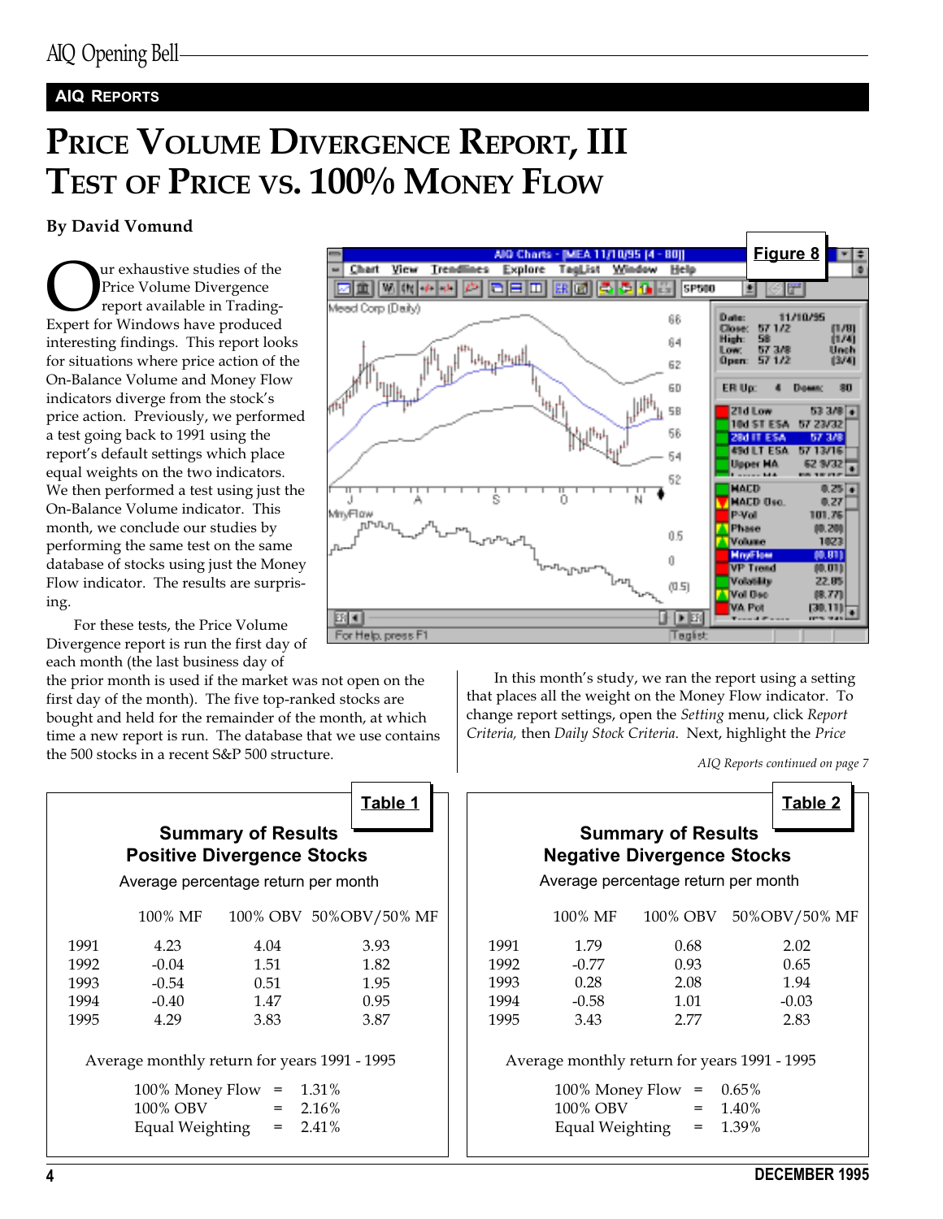## AIQ Reports

# Price Volume Divergence Report, III
# Test of Price vs. 100% Money Flow

**By David Vomund**

Our exhaustive studies of the Price Volume Divergence report available in Trading-Expert for Windows have produced interesting findings. This report looks for situations where price action of the On-Balance Volume and Money Flow indicators diverge from the stock's price action. Previously, we performed a test going back to 1991 using the report's default settings which place equal weights on the two indicators. We then performed a test using just the On-Balance Volume indicator. This month, we conclude our studies by performing the same test on the same database of stocks using just the Money Flow indicator. The results are surprising.

For these tests, the Price Volume Divergence report is run the first day of each month (the last business day of the prior month is used if the market was not open on the first day of the month). The five top-ranked stocks are bought and held for the remainder of the month, at which time a new report is run. The database that we use contains the 500 stocks in a recent S&P 500 structure.

Figure 8

In this month's study, we ran the report using a setting that places all the weight on the Money Flow indicator. To change report settings, open the *Setting* menu, click *Report Criteria,* then *Daily Stock Criteria.* Next, highlight the *Price*

*AIQ Reports continued on page 7*

**Table 1**

**Summary of Results**
**Positive Divergence Stocks**

Average percentage return per month

| | 100% MF | 100% OBV | 50%OBV/50% MF |
|---|---|---|---|
| 1991 | 4.23 | 4.04 | 3.93 |
| 1992 | -0.04 | 1.51 | 1.82 |
| 1993 | -0.54 | 0.51 | 1.95 |
| 1994 | -0.40 | 1.47 | 0.95 |
| 1995 | 4.29 | 3.83 | 3.87 |

Average monthly return for years 1991 - 1995

| | | |
|---|---|---|
| 100% Money Flow | = | 1.31% |
| 100% OBV | = | 2.16% |
| Equal Weighting | = | 2.41% |

**Table 2**

**Summary of Results**
**Negative Divergence Stocks**

Average percentage return per month

| | 100% MF | 100% OBV | 50%OBV/50% MF |
|---|---|---|---|
| 1991 | 1.79 | 0.68 | 2.02 |
| 1992 | -0.77 | 0.93 | 0.65 |
| 1993 | 0.28 | 2.08 | 1.94 |
| 1994 | -0.58 | 1.01 | -0.03 |
| 1995 | 3.43 | 2.77 | 2.83 |

Average monthly return for years 1991 - 1995

| | | |
|---|---|---|
| 100% Money Flow | = | 0.65% |
| 100% OBV | = | 1.40% |
| Equal Weighting | = | 1.39% |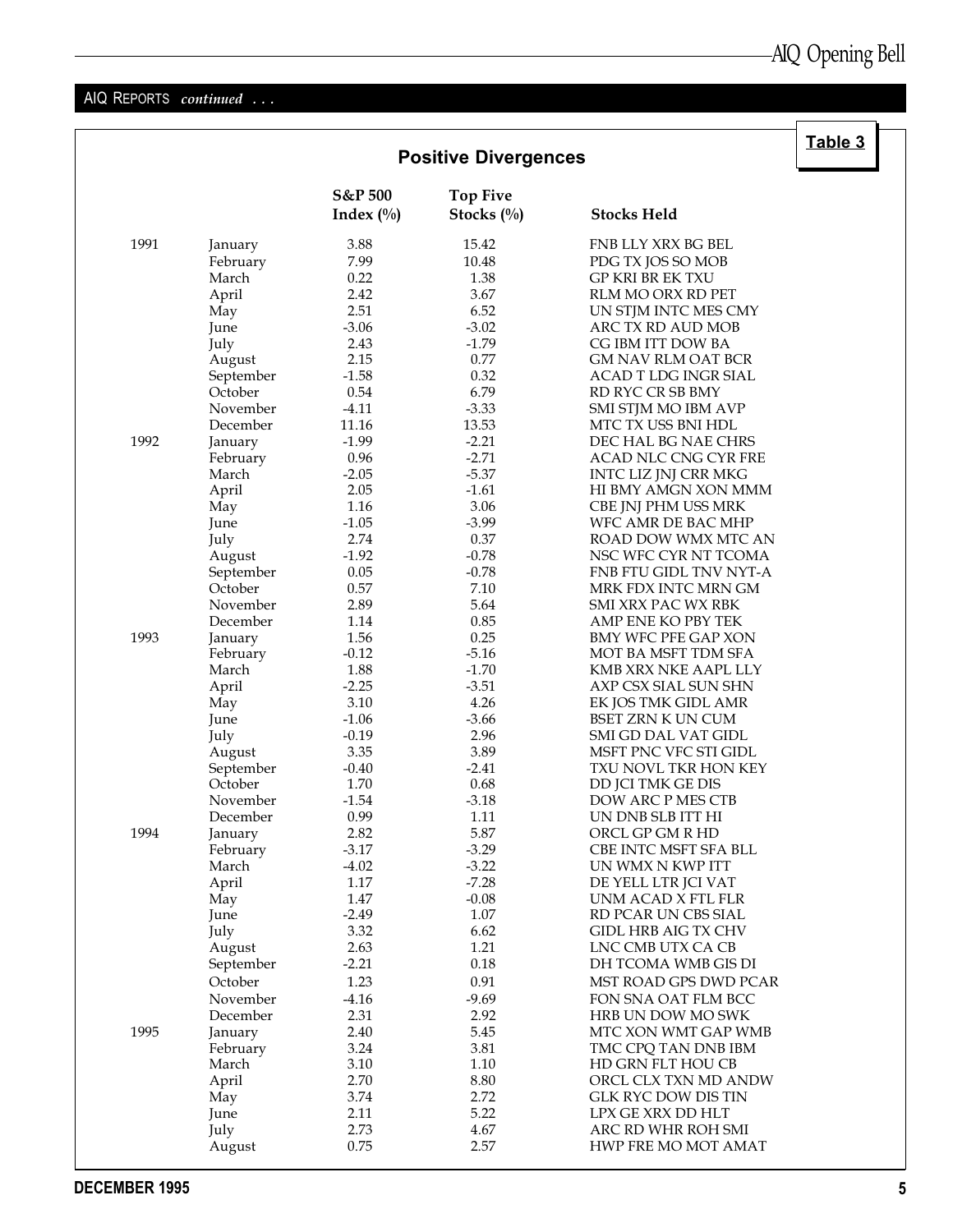AIQ REPORTS *continued . . .*

**Table 3**

## Positive Divergences

| | | S&P 500 Index (%) | Top Five Stocks (%) | Stocks Held |
|---|---|---|---|---|
| 1991 | January | 3.88 | 15.42 | FNB LLY XRX BG BEL |
| | February | 7.99 | 10.48 | PDG TX JOS SO MOB |
| | March | 0.22 | 1.38 | GP KRI BR EK TXU |
| | April | 2.42 | 3.67 | RLM MO ORX RD PET |
| | May | 2.51 | 6.52 | UN STJM INTC MES CMY |
| | June | -3.06 | -3.02 | ARC TX RD AUD MOB |
| | July | 2.43 | -1.79 | CG IBM ITT DOW BA |
| | August | 2.15 | 0.77 | GM NAV RLM OAT BCR |
| | September | -1.58 | 0.32 | ACAD T LDG INGR SIAL |
| | October | 0.54 | 6.79 | RD RYC CR SB BMY |
| | November | -4.11 | -3.33 | SMI STJM MO IBM AVP |
| | December | 11.16 | 13.53 | MTC TX USS BNI HDL |
| 1992 | January | -1.99 | -2.21 | DEC HAL BG NAE CHRS |
| | February | 0.96 | -2.71 | ACAD NLC CNG CYR FRE |
| | March | -2.05 | -5.37 | INTC LIZ JNJ CRR MKG |
| | April | 2.05 | -1.61 | HI BMY AMGN XON MMM |
| | May | 1.16 | 3.06 | CBE JNJ PHM USS MRK |
| | June | -1.05 | -3.99 | WFC AMR DE BAC MHP |
| | July | 2.74 | 0.37 | ROAD DOW WMX MTC AN |
| | August | -1.92 | -0.78 | NSC WFC CYR NT TCOMA |
| | September | 0.05 | -0.78 | FNB FTU GIDL TNV NYT-A |
| | October | 0.57 | 7.10 | MRK FDX INTC MRN GM |
| | November | 2.89 | 5.64 | SMI XRX PAC WX RBK |
| | December | 1.14 | 0.85 | AMP ENE KO PBY TEK |
| 1993 | January | 1.56 | 0.25 | BMY WFC PFE GAP XON |
| | February | -0.12 | -5.16 | MOT BA MSFT TDM SFA |
| | March | 1.88 | -1.70 | KMB XRX NKE AAPL LLY |
| | April | -2.25 | -3.51 | AXP CSX SIAL SUN SHN |
| | May | 3.10 | 4.26 | EK JOS TMK GIDL AMR |
| | June | -1.06 | -3.66 | BSET ZRN K UN CUM |
| | July | -0.19 | 2.96 | SMI GD DAL VAT GIDL |
| | August | 3.35 | 3.89 | MSFT PNC VFC STI GIDL |
| | September | -0.40 | -2.41 | TXU NOVL TKR HON KEY |
| | October | 1.70 | 0.68 | DD JCI TMK GE DIS |
| | November | -1.54 | -3.18 | DOW ARC P MES CTB |
| | December | 0.99 | 1.11 | UN DNB SLB ITT HI |
| 1994 | January | 2.82 | 5.87 | ORCL GP GM R HD |
| | February | -3.17 | -3.29 | CBE INTC MSFT SFA BLL |
| | March | -4.02 | -3.22 | UN WMX N KWP ITT |
| | April | 1.17 | -7.28 | DE YELL LTR JCI VAT |
| | May | 1.47 | -0.08 | UNM ACAD X FTL FLR |
| | June | -2.49 | 1.07 | RD PCAR UN CBS SIAL |
| | July | 3.32 | 6.62 | GIDL HRB AIG TX CHV |
| | August | 2.63 | 1.21 | LNC CMB UTX CA CB |
| | September | -2.21 | 0.18 | DH TCOMA WMB GIS DI |
| | October | 1.23 | 0.91 | MST ROAD GPS DWD PCAR |
| | November | -4.16 | -9.69 | FON SNA OAT FLM BCC |
| | December | 2.31 | 2.92 | HRB UN DOW MO SWK |
| 1995 | January | 2.40 | 5.45 | MTC XON WMT GAP WMB |
| | February | 3.24 | 3.81 | TMC CPQ TAN DNB IBM |
| | March | 3.10 | 1.10 | HD GRN FLT HOU CB |
| | April | 2.70 | 8.80 | ORCL CLX TXN MD ANDW |
| | May | 3.74 | 2.72 | GLK RYC DOW DIS TIN |
| | June | 2.11 | 5.22 | LPX GE XRX DD HLT |
| | July | 2.73 | 4.67 | ARC RD WHR ROH SMI |
| | August | 0.75 | 2.57 | HWP FRE MO MOT AMAT |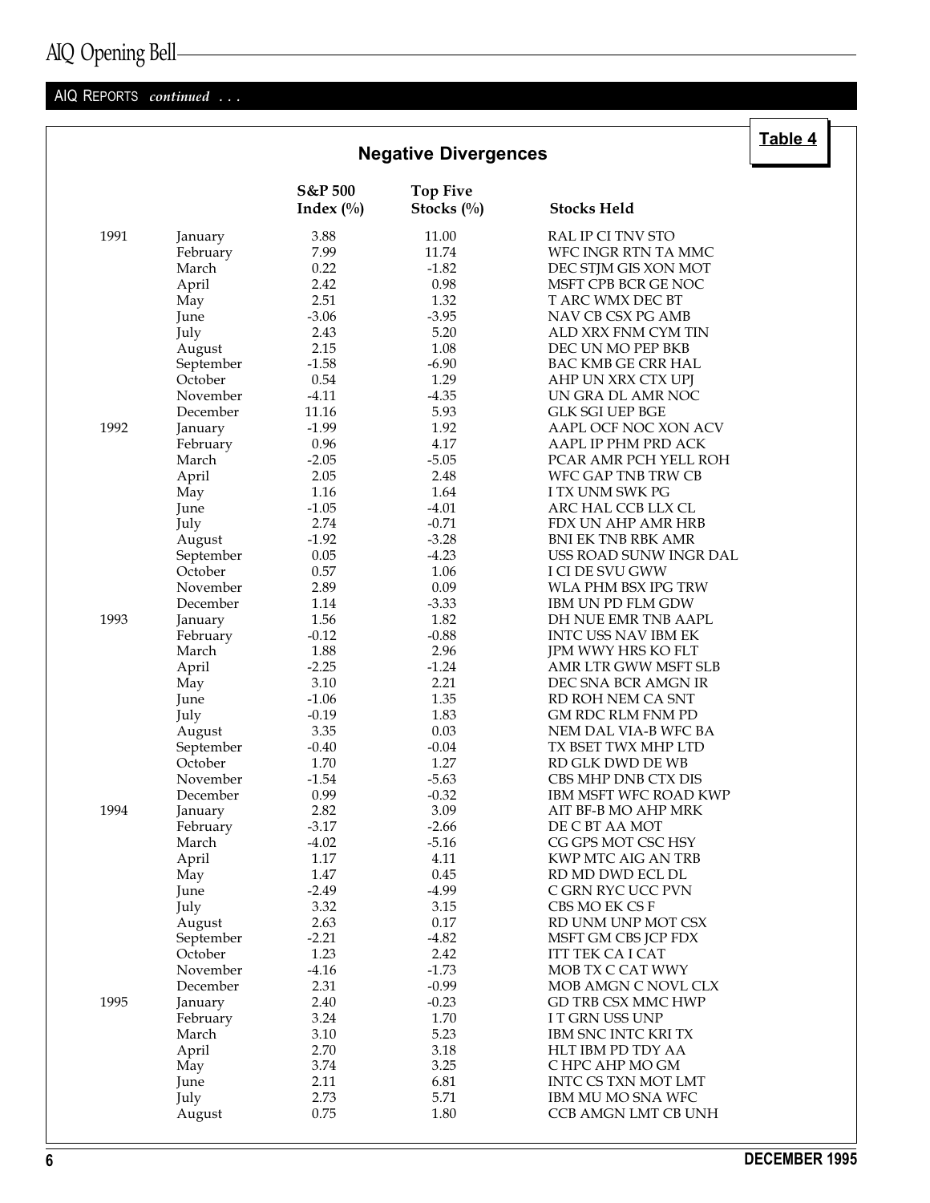AIQ REPORTS *continued . . .*

## Negative Divergences

**Table 4**

| | | S&P 500 Index (%) | Top Five Stocks (%) | Stocks Held |
|---|---|---|---|---|
| 1991 | January | 3.88 | 11.00 | RAL IP CI TNV STO |
| | February | 7.99 | 11.74 | WFC INGR RTN TA MMC |
| | March | 0.22 | -1.82 | DEC STJM GIS XON MOT |
| | April | 2.42 | 0.98 | MSFT CPB BCR GE NOC |
| | May | 2.51 | 1.32 | T ARC WMX DEC BT |
| | June | -3.06 | -3.95 | NAV CB CSX PG AMB |
| | July | 2.43 | 5.20 | ALD XRX FNM CYM TIN |
| | August | 2.15 | 1.08 | DEC UN MO PEP BKB |
| | September | -1.58 | -6.90 | BAC KMB GE CRR HAL |
| | October | 0.54 | 1.29 | AHP UN XRX CTX UPJ |
| | November | -4.11 | -4.35 | UN GRA DL AMR NOC |
| | December | 11.16 | 5.93 | GLK SGI UEP BGE |
| 1992 | January | -1.99 | 1.92 | AAPL OCF NOC XON ACV |
| | February | 0.96 | 4.17 | AAPL IP PHM PRD ACK |
| | March | -2.05 | -5.05 | PCAR AMR PCH YELL ROH |
| | April | 2.05 | 2.48 | WFC GAP TNB TRW CB |
| | May | 1.16 | 1.64 | I TX UNM SWK PG |
| | June | -1.05 | -4.01 | ARC HAL CCB LLX CL |
| | July | 2.74 | -0.71 | FDX UN AHP AMR HRB |
| | August | -1.92 | -3.28 | BNI EK TNB RBK AMR |
| | September | 0.05 | -4.23 | USS ROAD SUNW INGR DAL |
| | October | 0.57 | 1.06 | I CI DE SVU GWW |
| | November | 2.89 | 0.09 | WLA PHM BSX IPG TRW |
| | December | 1.14 | -3.33 | IBM UN PD FLM GDW |
| 1993 | January | 1.56 | 1.82 | DH NUE EMR TNB AAPL |
| | February | -0.12 | -0.88 | INTC USS NAV IBM EK |
| | March | 1.88 | 2.96 | JPM WWY HRS KO FLT |
| | April | -2.25 | -1.24 | AMR LTR GWW MSFT SLB |
| | May | 3.10 | 2.21 | DEC SNA BCR AMGN IR |
| | June | -1.06 | 1.35 | RD ROH NEM CA SNT |
| | July | -0.19 | 1.83 | GM RDC RLM FNM PD |
| | August | 3.35 | 0.03 | NEM DAL VIA-B WFC BA |
| | September | -0.40 | -0.04 | TX BSET TWX MHP LTD |
| | October | 1.70 | 1.27 | RD GLK DWD DE WB |
| | November | -1.54 | -5.63 | CBS MHP DNB CTX DIS |
| | December | 0.99 | -0.32 | IBM MSFT WFC ROAD KWP |
| 1994 | January | 2.82 | 3.09 | AIT BF-B MO AHP MRK |
| | February | -3.17 | -2.66 | DE C BT AA MOT |
| | March | -4.02 | -5.16 | CG GPS MOT CSC HSY |
| | April | 1.17 | 4.11 | KWP MTC AIG AN TRB |
| | May | 1.47 | 0.45 | RD MD DWD ECL DL |
| | June | -2.49 | -4.99 | C GRN RYC UCC PVN |
| | July | 3.32 | 3.15 | CBS MO EK CS F |
| | August | 2.63 | 0.17 | RD UNM UNP MOT CSX |
| | September | -2.21 | -4.82 | MSFT GM CBS JCP FDX |
| | October | 1.23 | 2.42 | ITT TEK CA I CAT |
| | November | -4.16 | -1.73 | MOB TX C CAT WWY |
| | December | 2.31 | -0.99 | MOB AMGN C NOVL CLX |
| 1995 | January | 2.40 | -0.23 | GD TRB CSX MMC HWP |
| | February | 3.24 | 1.70 | I T GRN USS UNP |
| | March | 3.10 | 5.23 | IBM SNC INTC KRI TX |
| | April | 2.70 | 3.18 | HLT IBM PD TDY AA |
| | May | 3.74 | 3.25 | C HPC AHP MO GM |
| | June | 2.11 | 6.81 | INTC CS TXN MOT LMT |
| | July | 2.73 | 5.71 | IBM MU MO SNA WFC |
| | August | 0.75 | 1.80 | CCB AMGN LMT CB UNH |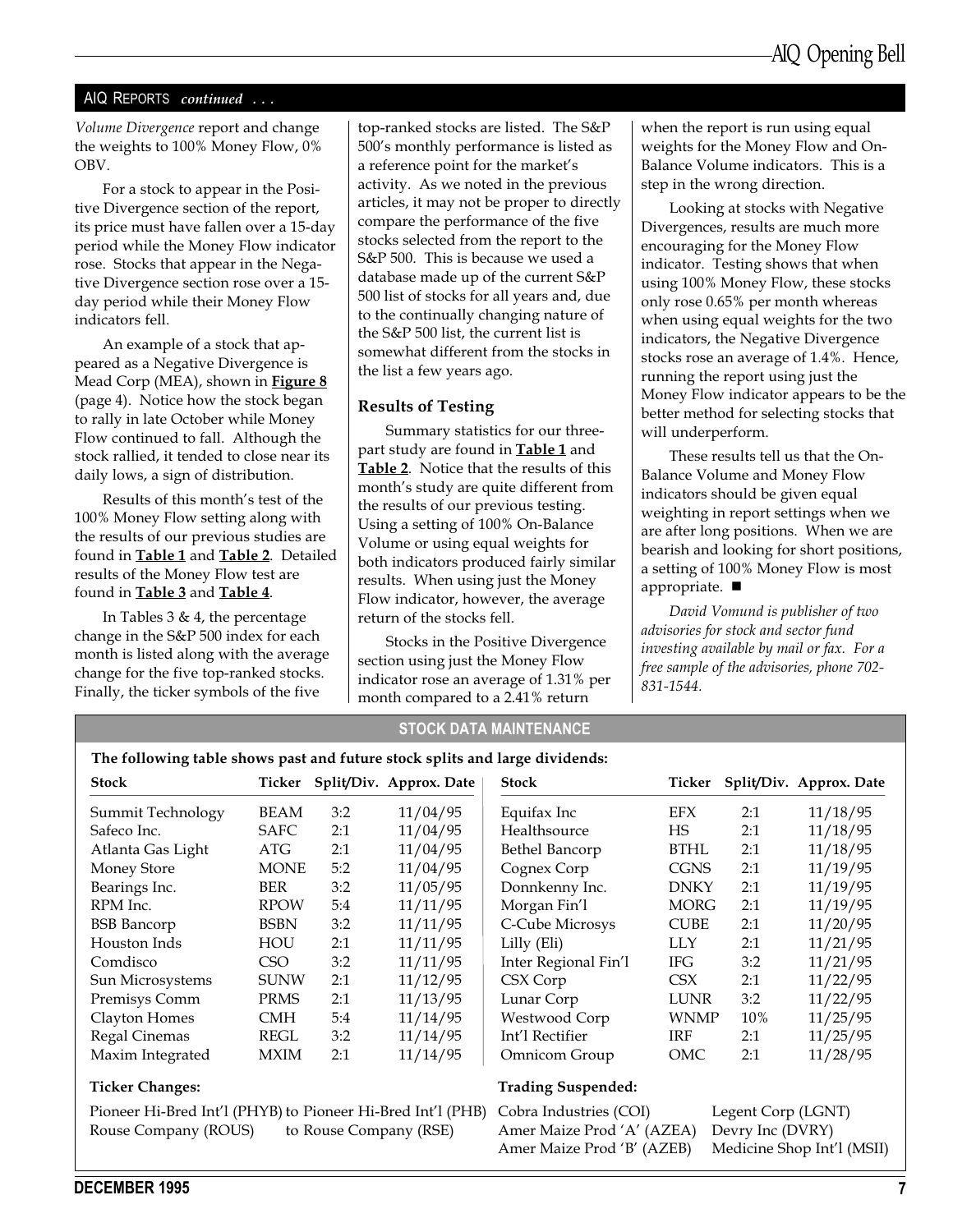## AIQ REPORTS *continued . . .*

*Volume Divergence* report and change the weights to 100% Money Flow, 0% OBV.

For a stock to appear in the Positive Divergence section of the report, its price must have fallen over a 15-day period while the Money Flow indicator rose. Stocks that appear in the Negative Divergence section rose over a 15-day period while their Money Flow indicators fell.

An example of a stock that appeared as a Negative Divergence is Mead Corp (MEA), shown in **Figure 8** (page 4). Notice how the stock began to rally in late October while Money Flow continued to fall. Although the stock rallied, it tended to close near its daily lows, a sign of distribution.

Results of this month's test of the 100% Money Flow setting along with the results of our previous studies are found in **Table 1** and **Table 2**. Detailed results of the Money Flow test are found in **Table 3** and **Table 4**.

In Tables 3 & 4, the percentage change in the S&P 500 index for each month is listed along with the average change for the five top-ranked stocks. Finally, the ticker symbols of the five top-ranked stocks are listed. The S&P 500's monthly performance is listed as a reference point for the market's activity. As we noted in the previous articles, it may not be proper to directly compare the performance of the five stocks selected from the report to the S&P 500. This is because we used a database made up of the current S&P 500 list of stocks for all years and, due to the continually changing nature of the S&P 500 list, the current list is somewhat different from the stocks in the list a few years ago.

### Results of Testing

Summary statistics for our three-part study are found in **Table 1** and **Table 2**. Notice that the results of this month's study are quite different from the results of our previous testing. Using a setting of 100% On-Balance Volume or using equal weights for both indicators produced fairly similar results. When using just the Money Flow indicator, however, the average return of the stocks fell.

Stocks in the Positive Divergence section using just the Money Flow indicator rose an average of 1.31% per month compared to a 2.41% return when the report is run using equal weights for the Money Flow and On-Balance Volume indicators. This is a step in the wrong direction.

Looking at stocks with Negative Divergences, results are much more encouraging for the Money Flow indicator. Testing shows that when using 100% Money Flow, these stocks only rose 0.65% per month whereas when using equal weights for the two indicators, the Negative Divergence stocks rose an average of 1.4%. Hence, running the report using just the Money Flow indicator appears to be the better method for selecting stocks that will underperform.

These results tell us that the On-Balance Volume and Money Flow indicators should be given equal weighting in report settings when we are after long positions. When we are bearish and looking for short positions, a setting of 100% Money Flow is most appropriate. ■

*David Vomund is publisher of two advisories for stock and sector fund investing available by mail or fax. For a free sample of the advisories, phone 702-831-1544.*

## STOCK DATA MAINTENANCE

**The following table shows past and future stock splits and large dividends:**

| Stock | Ticker | Split/Div. | Approx. Date | Stock | Ticker | Split/Div. | Approx. Date |
|---|---|---|---|---|---|---|---|
| Summit Technology | BEAM | 3:2 | 11/04/95 | Equifax Inc | EFX | 2:1 | 11/18/95 |
| Safeco Inc. | SAFC | 2:1 | 11/04/95 | Healthsource | HS | 2:1 | 11/18/95 |
| Atlanta Gas Light | ATG | 2:1 | 11/04/95 | Bethel Bancorp | BTHL | 2:1 | 11/18/95 |
| Money Store | MONE | 5:2 | 11/04/95 | Cognex Corp | CGNS | 2:1 | 11/19/95 |
| Bearings Inc. | BER | 3:2 | 11/05/95 | Donnkenny Inc. | DNKY | 2:1 | 11/19/95 |
| RPM Inc. | RPOW | 5:4 | 11/11/95 | Morgan Fin'l | MORG | 2:1 | 11/19/95 |
| BSB Bancorp | BSBN | 3:2 | 11/11/95 | C-Cube Microsys | CUBE | 2:1 | 11/20/95 |
| Houston Inds | HOU | 2:1 | 11/11/95 | Lilly (Eli) | LLY | 2:1 | 11/21/95 |
| Comdisco | CSO | 3:2 | 11/11/95 | Inter Regional Fin'l | IFG | 3:2 | 11/21/95 |
| Sun Microsystems | SUNW | 2:1 | 11/12/95 | CSX Corp | CSX | 2:1 | 11/22/95 |
| Premisys Comm | PRMS | 2:1 | 11/13/95 | Lunar Corp | LUNR | 3:2 | 11/22/95 |
| Clayton Homes | CMH | 5:4 | 11/14/95 | Westwood Corp | WNMP | 10% | 11/25/95 |
| Regal Cinemas | REGL | 3:2 | 11/14/95 | Int'l Rectifier | IRF | 2:1 | 11/25/95 |
| Maxim Integrated | MXIM | 2:1 | 11/14/95 | Omnicom Group | OMC | 2:1 | 11/28/95 |

**Ticker Changes:**

Pioneer Hi-Bred Int'l (PHYB) to Pioneer Hi-Bred Int'l (PHB)
Rouse Company (ROUS) to Rouse Company (RSE)

**Trading Suspended:**

Cobra Industries (COI)
Amer Maize Prod 'A' (AZEA)
Amer Maize Prod 'B' (AZEB)
Legent Corp (LGNT)
Devry Inc (DVRY)
Medicine Shop Int'l (MSII)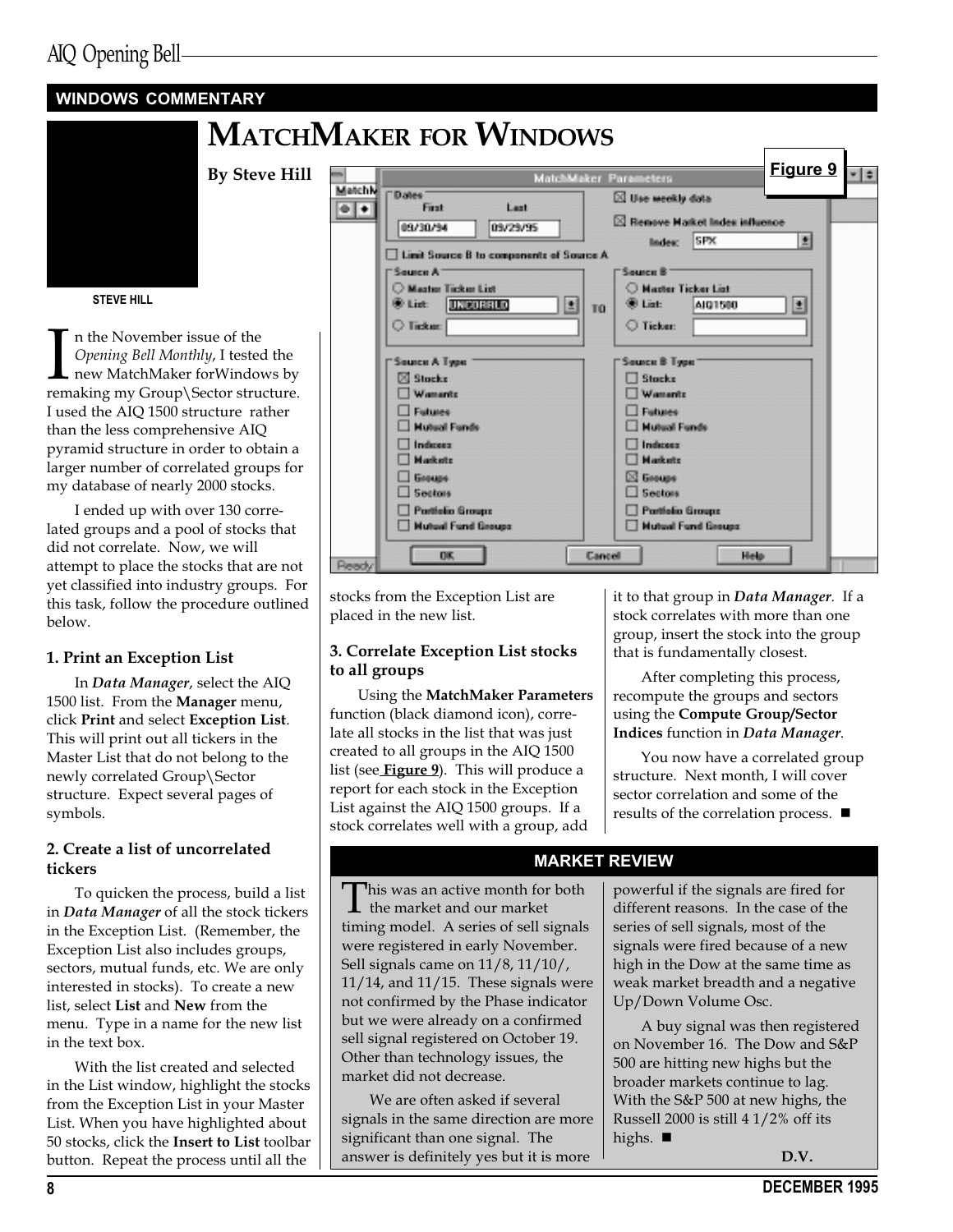## WINDOWS COMMENTARY

# MATCHMAKER FOR WINDOWS

**By Steve Hill**

STEVE HILL

In the November issue of the *Opening Bell Monthly*, I tested the new MatchMaker forWindows by remaking my Group\Sector structure. I used the AIQ 1500 structure rather than the less comprehensive AIQ pyramid structure in order to obtain a larger number of correlated groups for my database of nearly 2000 stocks.

I ended up with over 130 correlated groups and a pool of stocks that did not correlate. Now, we will attempt to place the stocks that are not yet classified into industry groups. For this task, follow the procedure outlined below.

### 1. Print an Exception List

In ***Data Manager***, select the AIQ 1500 list. From the **Manager** menu, click **Print** and select **Exception List**. This will print out all tickers in the Master List that do not belong to the newly correlated Group\Sector structure. Expect several pages of symbols.

### 2. Create a list of uncorrelated tickers

To quicken the process, build a list in ***Data Manager*** of all the stock tickers in the Exception List. (Remember, the Exception List also includes groups, sectors, mutual funds, etc. We are only interested in stocks). To create a new list, select **List** and **New** from the menu. Type in a name for the new list in the text box.

With the list created and selected in the List window, highlight the stocks from the Exception List in your Master List. When you have highlighted about 50 stocks, click the **Insert to List** toolbar button. Repeat the process until all the stocks from the Exception List are placed in the new list.

**Figure 9**

MatchMaker Parameters

Dates
First: 09/30/94
Last: 09/29/95

Use weekly data
Remove Market Index influence
Index: SPX

Limit Source B to components of Source A

Source A
Master Ticker List
List: UNCORRLD
Ticker:

TO

Source B
Master Ticker List
List: AIQ1500
Ticker:

Source A Type
Stocks
Warrants
Futures
Mutual Funds
Indexes
Markets
Groups
Sectors
Portfolio Groups
Mutual Fund Groups

Source B Type
Stocks
Warrants
Futures
Mutual Funds
Indexes
Markets
Groups
Sectors
Portfolio Groups
Mutual Fund Groups

OK
Cancel
Help

Ready

### 3. Correlate Exception List stocks to all groups

Using the **MatchMaker Parameters** function (black diamond icon), correlate all stocks in the list that was just created to all groups in the AIQ 1500 list (see **Figure 9**). This will produce a report for each stock in the Exception List against the AIQ 1500 groups. If a stock correlates well with a group, add it to that group in ***Data Manager***. If a stock correlates with more than one group, insert the stock into the group that is fundamentally closest.

After completing this process, recompute the groups and sectors using the **Compute Group/Sector Indices** function in ***Data Manager***.

You now have a correlated group structure. Next month, I will cover sector correlation and some of the results of the correlation process. ■

## MARKET REVIEW

This was an active month for both the market and our market timing model. A series of sell signals were registered in early November. Sell signals came on 11/8, 11/10/, 11/14, and 11/15. These signals were not confirmed by the Phase indicator but we were already on a confirmed sell signal registered on October 19. Other than technology issues, the market did not decrease.

We are often asked if several signals in the same direction are more significant than one signal. The answer is definitely yes but it is more powerful if the signals are fired for different reasons. In the case of the series of sell signals, most of the signals were fired because of a new high in the Dow at the same time as weak market breadth and a negative Up/Down Volume Osc.

A buy signal was then registered on November 16. The Dow and S&P 500 are hitting new highs but the broader markets continue to lag. With the S&P 500 at new highs, the Russell 2000 is still 4 1/2% off its highs. ■

**D.V.**